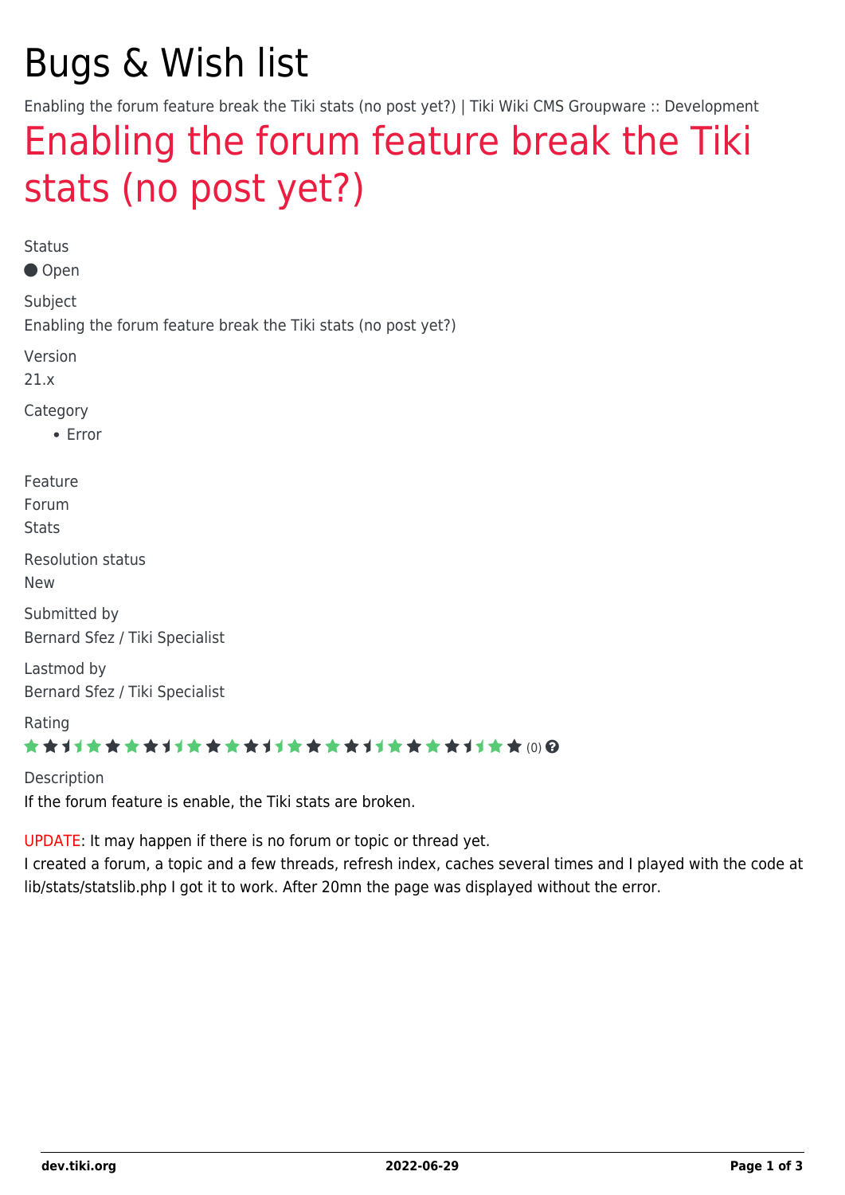# Bugs & Wish list

Enabling the forum feature break the Tiki stats (no post yet?) | Tiki Wiki CMS Groupware :: Development

## Enabling the forum feature break the Tiki stats (no post yet?)

Status

Open

Subject

Enabling the forum feature break the Tiki stats (no post yet?)

Version

21.x

Category

- Error

Feature

Forum

Stats

Resolution status

New

Submitted by

Bernard Sfez / Tiki Specialist

Lastmod by

Bernard Sfez / Tiki Specialist

Rating

(0)

Description

If the forum feature is enable, the Tiki stats are broken.

UPDATE: It may happen if there is no forum or topic or thread yet.

I created a forum, a topic and a few threads, refresh index, caches several times and I played with the code at lib/stats/statslib.php I got it to work. After 20mn the page was displayed without the error.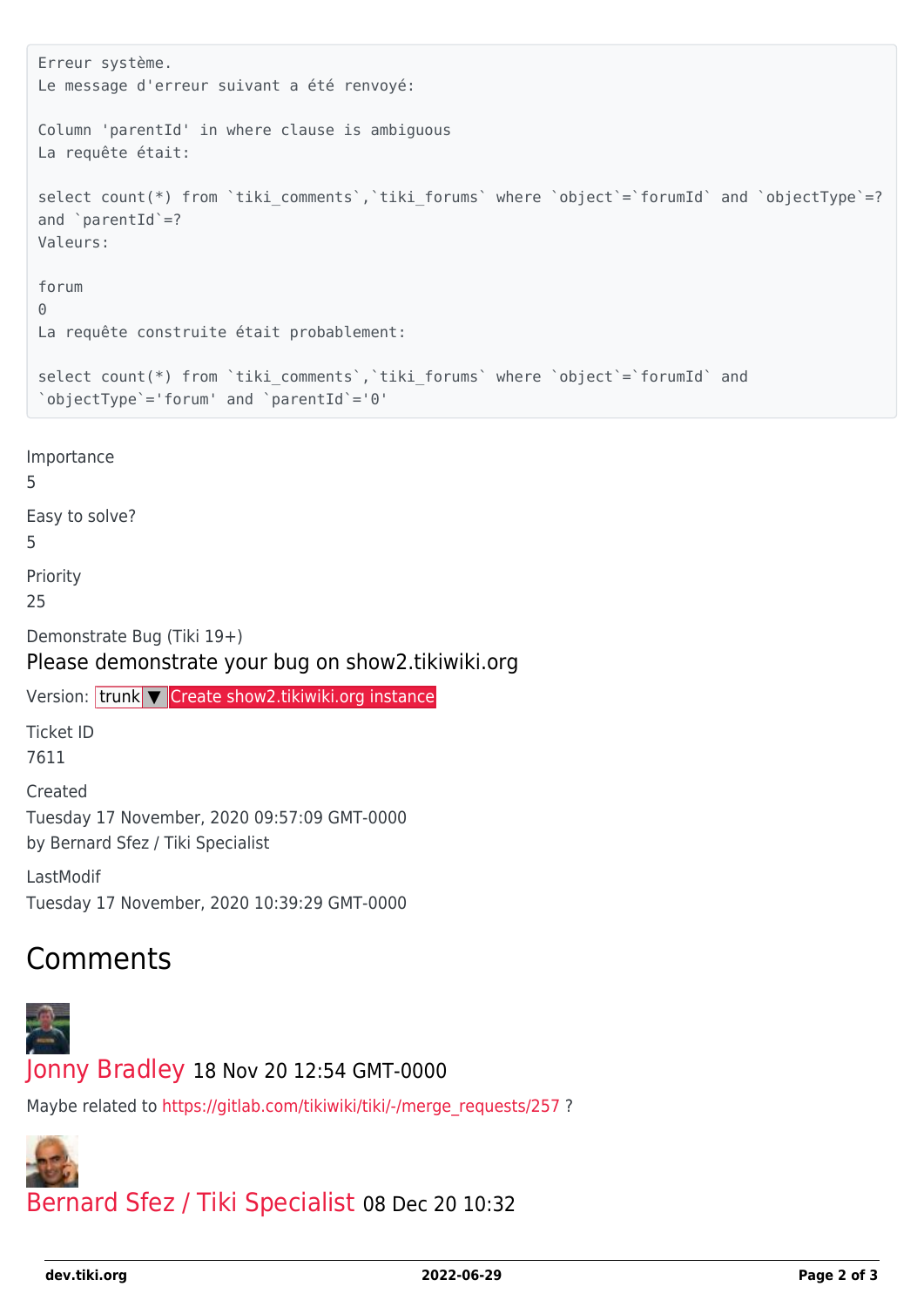```
Erreur système.
Le message d'erreur suivant a été renvoyé:

Column 'parentId' in where clause is ambiguous
La requête était:

select count(*) from `tiki_comments`,`tiki_forums` where `object`=`forumId` and `objectType`=?
and `parentId`=?
Valeurs:

forum
0
La requête construite était probablement:

select count(*) from `tiki_comments`,`tiki_forums` where `object`=`forumId` and
`objectType`='forum' and `parentId`='0'
```

Importance

5

Easy to solve?

5

Priority

25

Demonstrate Bug (Tiki 19+)

Please demonstrate your bug on show2.tikiwiki.org

Version: trunk ▼ Create show2.tikiwiki.org instance

Ticket ID

7611

Created

Tuesday 17 November, 2020 09:57:09 GMT-0000

by Bernard Sfez / Tiki Specialist

LastModif

Tuesday 17 November, 2020 10:39:29 GMT-0000

## Comments

Jonny Bradley 18 Nov 20 12:54 GMT-0000

Maybe related to https://gitlab.com/tikiwiki/tiki/-/merge_requests/257 ?

Bernard Sfez / Tiki Specialist 08 Dec 20 10:32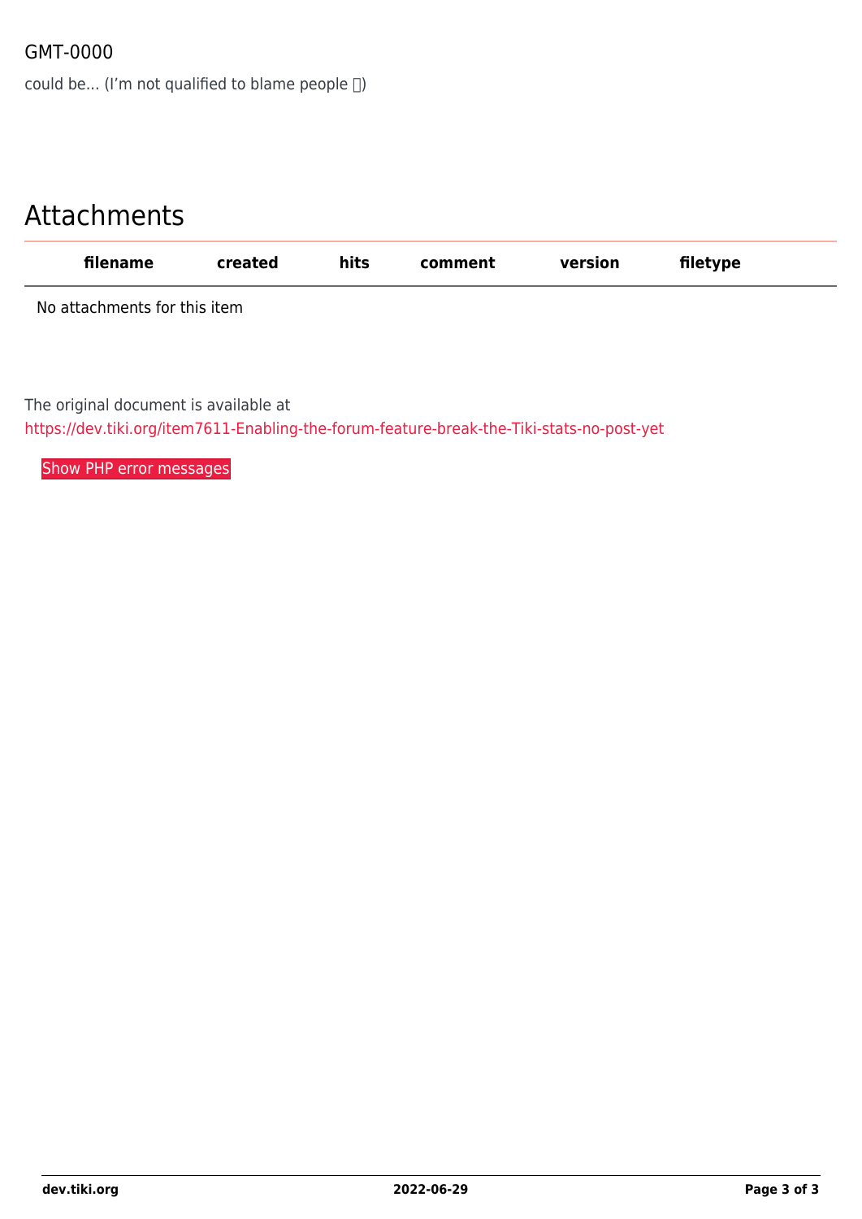GMT-0000

could be... (I'm not qualified to blame people )

## Attachments

| filename | created | hits | comment | version | filetype |
|---|---|---|---|---|---|
| No attachments for this item | | | | | |

The original document is available at
https://dev.tiki.org/item7611-Enabling-the-forum-feature-break-the-Tiki-stats-no-post-yet

Show PHP error messages